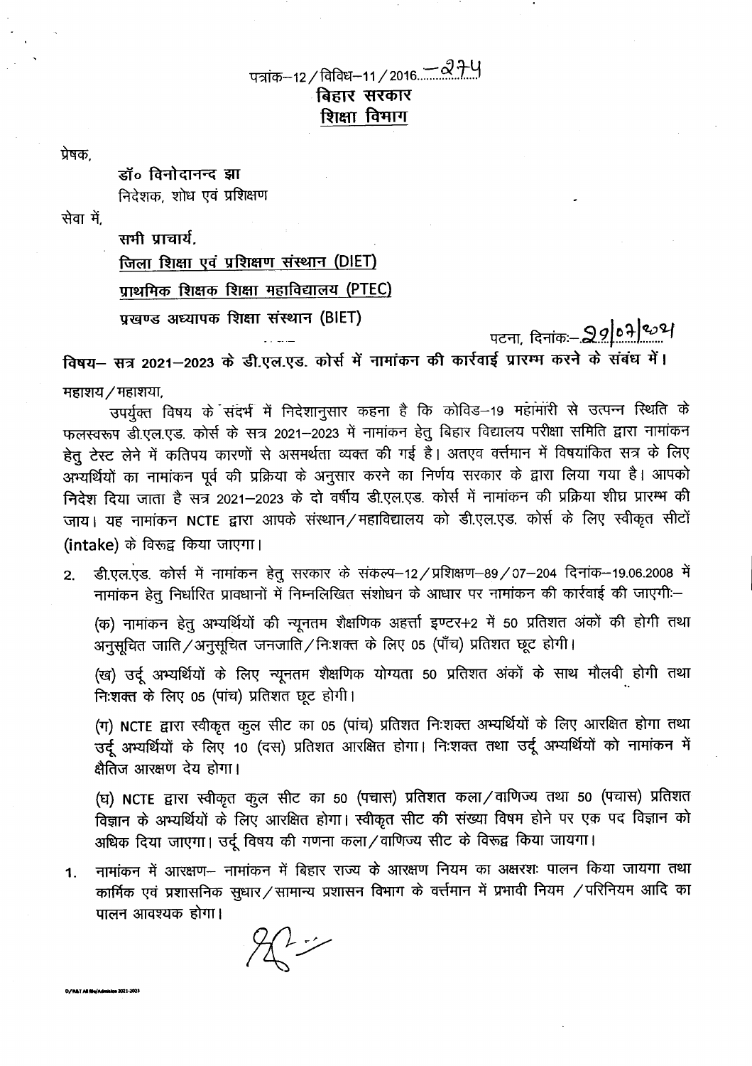पत्रांक–12 / विविध–11 / 2016.......–274

**बिहार सरकार**

**शिक्षा विभाग**

प्रेषक,

**डॉ० विनोदानन्द झा**
निदेशक, शोध एवं प्रशिक्षण

सेवा में,

**सभी प्राचार्य,**
**जिला शिक्षा एवं प्रशिक्षण संस्थान (DIET)**
**प्राथमिक शिक्षक शिक्षा महाविद्यालय (PTEC)**
**प्रखण्ड अध्यापक शिक्षा संस्थान (BIET)**

पटना, दिनांकः– 29/07/2021

**विषय– सत्र 2021–2023 के डी.एल.एड. कोर्स में नामांकन की कार्रवाई प्रारम्भ करने के संबंध में।**

महाशय / महाशया,

उपर्युक्त विषय के संदर्भ में निदेशानुसार कहना है कि कोविड–19 महामारी से उत्पन्न स्थिति के फलस्वरूप डी.एल.एड. कोर्स के सत्र 2021–2023 में नामांकन हेतु बिहार विद्यालय परीक्षा समिति द्वारा नामांकन हेतु टेस्ट लेने में कतिपय कारणों से असमर्थता व्यक्त की गई है। अतएव वर्त्तमान में विषयांकित सत्र के लिए अभ्यर्थियों का नामांकन पूर्व की प्रक्रिया के अनुसार करने का निर्णय सरकार के द्वारा लिया गया है। आपको निदेश दिया जाता है सत्र 2021–2023 के दो वर्षीय डी.एल.एड. कोर्स में नामांकन की प्रक्रिया शीघ्र प्रारम्भ की जाय। यह नामांकन NCTE द्वारा आपके संस्थान / महाविद्यालय को डी.एल.एड. कोर्स के लिए स्वीकृत सीटों (intake) के विरूद्ध किया जाएगा।

2. डी.एल.एड. कोर्स में नामांकन हेतु सरकार के संकल्प–12 / प्रशिक्षण–89 / 07–204 दिनांक–19.06.2008 में नामांकन हेतु निर्धारित प्रावधानों में निम्नलिखित संशोधन के आधार पर नामांकन की कार्रवाई की जाएगीः–

   (क) नामांकन हेतु अभ्यर्थियों की न्यूनतम शैक्षणिक अहर्त्ता इण्टर+2 में 50 प्रतिशत अंकों की होगी तथा अनुसूचित जाति / अनुसूचित जनजाति / निःशक्त के लिए 05 (पाँच) प्रतिशत छूट होगी।

   (ख) उर्दू अभ्यर्थियों के लिए न्यूनतम शैक्षणिक योग्यता 50 प्रतिशत अंकों के साथ मौलवी होगी तथा निःशक्त के लिए 05 (पांच) प्रतिशत छूट होगी।

   (ग) NCTE द्वारा स्वीकृत कुल सीट का 05 (पांच) प्रतिशत निःशक्त अभ्यर्थियों के लिए आरक्षित होगा तथा उर्दू अभ्यर्थियों के लिए 10 (दस) प्रतिशत आरक्षित होगा। निःशक्त तथा उर्दू अभ्यर्थियों को नामांकन में क्षैतिज आरक्षण देय होगा।

   (घ) NCTE द्वारा स्वीकृत कुल सीट का 50 (पचास) प्रतिशत कला / वाणिज्य तथा 50 (पचास) प्रतिशत विज्ञान के अभ्यर्थियों के लिए आरक्षित होगा। स्वीकृत सीट की संख्या विषम होने पर एक पद विज्ञान को अधिक दिया जाएगा। उर्दू विषय की गणना कला / वाणिज्य सीट के विरूद्ध किया जायगा।

1. नामांकन में आरक्षण– नामांकन में बिहार राज्य के आरक्षण नियम का अक्षरशः पालन किया जायगा तथा कार्मिक एवं प्रशासनिक सुधार / सामान्य प्रशासन विभाग के वर्त्तमान में प्रभावी नियम / परिनियम आदि का पालन आवश्यक होगा।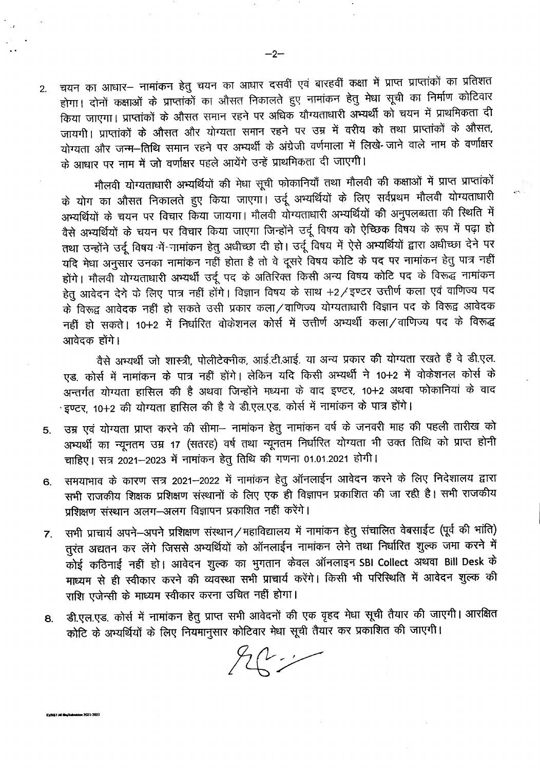2. चयन का आधार– नामांकन हेतु चयन का आधार दसवीं एवं बारहवीं कक्षा में प्राप्त प्राप्तांकों का प्रतिशत होगा। दोनों कक्षाओं के प्राप्तांकों का औसत निकालते हुए नामांकन हेतु मेधा सूची का निर्माण कोटिवार किया जाएगा। प्राप्तांकों के औसत समान रहने पर अधिक योग्यताधारी अभ्यर्थी को चयन में प्राथमिकता दी जायगी। प्राप्तांकों के औसत और योग्यता समान रहने पर उम्र में वरीय को तथा प्राप्तांकों के औसत, योग्यता और जन्म–तिथि समान रहने पर अभ्यर्थी के अंग्रेजी वर्णमाला में लिखे- जाने वाले नाम के वर्णाक्षर के आधार पर नाम में जो वर्णाक्षर पहले आयेंगे उन्हें प्राथमिकता दी जाएगी।

मौलवी योग्यताधारी अभ्यर्थियों की मेधा सूची फोकानियाँ तथा मौलवी की कक्षाओं में प्राप्त प्राप्तांकों के योग का औसत निकालते हुए किया जाएगा। उर्दू अभ्यर्थियों के लिए सर्वप्रथम मौलवी योग्यताधारी अभ्यर्थियों के चयन पर विचार किया जायगा। मौलवी योग्यताधारी अभ्यर्थियों की अनुपलब्धता की स्थिति में वैसे अभ्यर्थियों के चयन पर विचार किया जाएगा जिन्होंने उर्दू विषय को ऐच्छिक विषय के रूप में पढ़ा हो तथा उन्होंने उर्दू विषय में नामांकन हेतु अधीच्छा दी हो। उर्दू विषय में ऐसे अभ्यर्थियों द्वारा अधीच्छा देने पर यदि मेधा अनुसार उनका नामांकन नहीं होता है तो वे दूसरे विषय कोटि के पद पर नामांकन हेतु पात्र नहीं होंगे। मौलवी योग्यताधारी अभ्यर्थी उर्दू पद के अतिरिक्त किसी अन्य विषय कोटि पद के विरूद्ध नामांकन हेतु आवेदन देने के लिए पात्र नहीं होंगे। विज्ञान विषय के साथ +2/इण्टर उत्तीर्ण कला एवं वाणिज्य पद के विरूद्ध आवेदक नहीं हो सकते उसी प्रकार कला/वाणिज्य योग्यताधारी विज्ञान पद के विरूद्ध आवेदक नहीं हो सकते। 10+2 में निर्धारित वोकेशनल कोर्स में उत्तीर्ण अभ्यर्थी कला/वाणिज्य पद के विरूद्ध आवेदक होंगे।

वैसे अभ्यर्थी जो शास्त्री, पोलीटेक्नीक, आई.टी.आई. या अन्य प्रकार की योग्यता रखते हैं वे डी.एल.एड. कोर्स में नामांकन के पात्र नहीं होंगे। लेकिन यदि किसी अभ्यर्थी ने 10+2 में वोकेशनल कोर्स के अन्तर्गत योग्यता हासिल की है अथवा जिन्होंने मध्यमा के वाद इण्टर, 10+2 अथवा फोकानियां के वाद इण्टर, 10+2 की योग्यता हासिल की है वे डी.एल.एड. कोर्स में नामांकन के पात्र होंगे।

5. उम्र एवं योग्यता प्राप्त करने की सीमा– नामांकन हेतु नामांकन वर्ष के जनवरी माह की पहली तारीख को अभ्यर्थी का न्यूनतम उम्र 17 (सतरह) वर्ष तथा न्यूनतम निर्धारित योग्यता भी उक्त तिथि को प्राप्त होनी चाहिए। सत्र 2021–2023 में नामांकन हेतु तिथि की गणना 01.01.2021 होगी।

6. समयाभाव के कारण सत्र 2021–2022 में नामांकन हेतु ऑनलाईन आवेदन करने के लिए निदेशालय द्वारा सभी राजकीय शिक्षक प्रशिक्षण संस्थानों के लिए एक ही विज्ञापन प्रकाशित की जा रही है। सभी राजकीय प्रशिक्षण संस्थान अलग–अलग विज्ञापन प्रकाशित नहीं करेंगे।

7. सभी प्राचार्य अपने–अपने प्रशिक्षण संस्थान/महाविद्यालय में नामांकन हेतु संचालित वेबसाईट (पूर्व की भांति) तुरंत अद्यतन कर लेंगे जिससे अभ्यर्थियों को ऑनलाईन नामांकन लेने तथा निर्धारित शुल्क जमा करने में कोई कठिनाई नहीं हो। आवेदन शुल्क का भुगतान केवल ऑनलाइन SBI Collect अथवा Bill Desk के माध्यम से ही स्वीकार करने की व्यवस्था सभी प्राचार्य करेंगे। किसी भी परिस्थिति में आवेदन शुल्क की राशि एजेन्सी के माध्यम स्वीकार करना उचित नहीं होगा।

8. डी.एल.एड. कोर्स में नामांकन हेतु प्राप्त सभी आवेदनों की एक वृहद मेधा सूची तैयार की जाएगी। आरक्षित कोटि के अभ्यर्थियों के लिए नियमानुसार कोटिवार मेधा सूची तैयार कर प्रकाशित की जाएगी।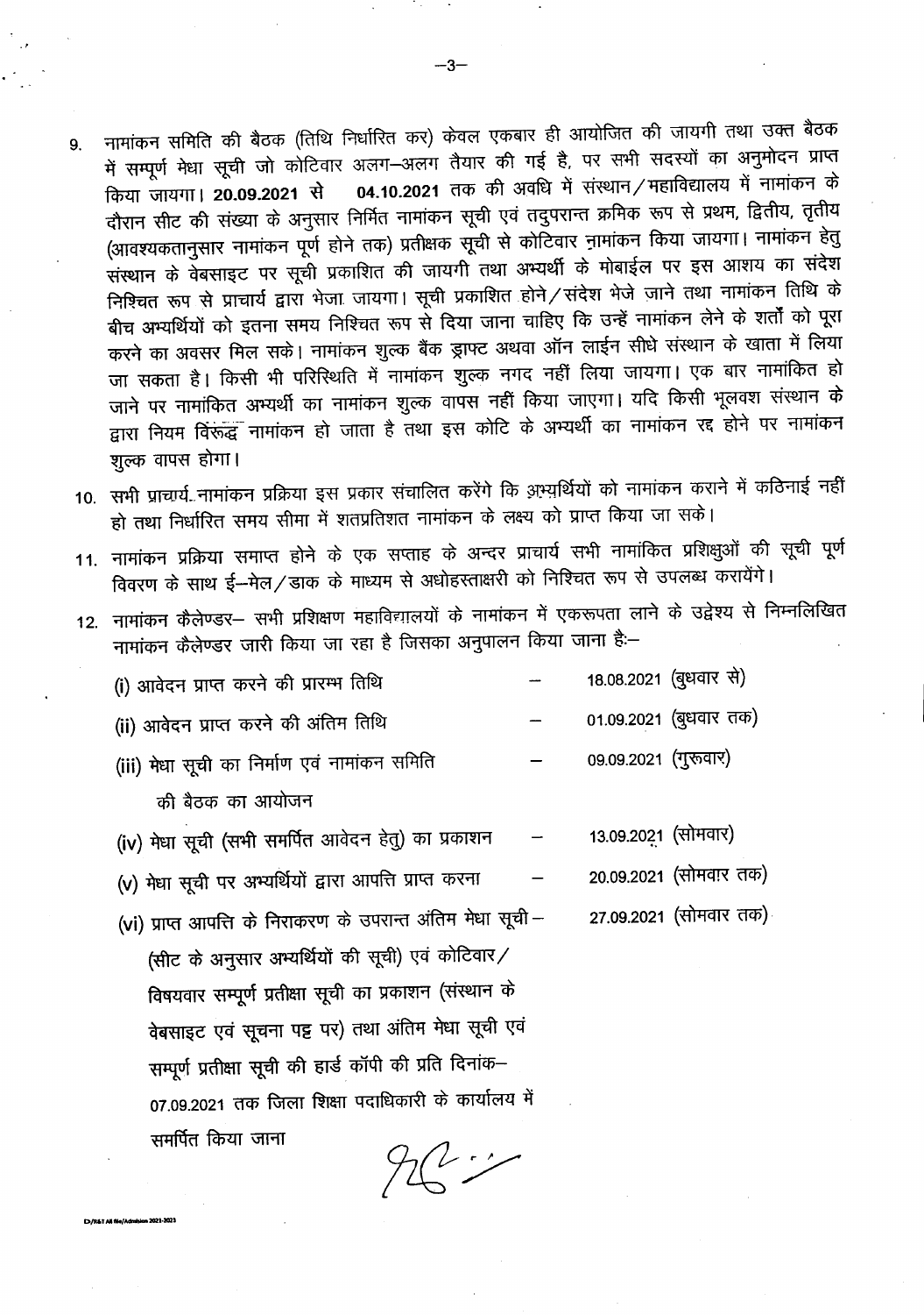9. नामांकन समिति की बैठक (तिथि निर्धारित कर) केवल एकबार ही आयोजित की जायगी तथा उक्त बैठक में सम्पूर्ण मेधा सूची जो कोटिवार अलग–अलग तैयार की गई है, पर सभी सदस्यों का अनुमोदन प्राप्त किया जायगा। **20.09.2021** से **04.10.2021** तक की अवधि में संस्थान/महाविद्यालय में नामांकन के दौरान सीट की संख्या के अनुसार निर्मित नामांकन सूची एवं तदुपरान्त क्रमिक रूप से प्रथम, द्वितीय, तृतीय (आवश्यकतानुसार नामांकन पूर्ण होने तक) प्रतीक्षक सूची से कोटिवार नामांकन किया जायगा। नामांकन हेतु संस्थान के वेबसाइट पर सूची प्रकाशित की जायगी तथा अभ्यर्थी के मोबाईल पर इस आशय का संदेश निश्चित रूप से प्राचार्य द्वारा भेजा जायगा। सूची प्रकाशित होने/संदेश भेजे जाने तथा नामांकन तिथि के बीच अभ्यर्थियों को इतना समय निश्चित रूप से दिया जाना चाहिए कि उन्हें नामांकन लेने के शर्तों को पूरा करने का अवसर मिल सके। नामांकन शुल्क बैंक ड्राफ्ट अथवा ऑन लाईन सीधे संस्थान के खाता में लिया जा सकता है। किसी भी परिस्थिति में नामांकन शुल्क नगद नहीं लिया जायगा। एक बार नामांकित हो जाने पर नामांकित अभ्यर्थी का नामांकन शुल्क वापस नहीं किया जाएगा। यदि किसी भूलवश संस्थान के द्वारा नियम विरूद्ध नामांकन हो जाता है तथा इस कोटि के अभ्यर्थी का नामांकन रद्द होने पर नामांकन शुल्क वापस होगा।

10. सभी प्राचार्य नामांकन प्रक्रिया इस प्रकार संचालित करेंगे कि अभ्यर्थियों को नामांकन कराने में कठिनाई नहीं हो तथा निर्धारित समय सीमा में शतप्रतिशत नामांकन के लक्ष्य को प्राप्त किया जा सके।

11. नामांकन प्रक्रिया समाप्त होने के एक सप्ताह के अन्दर प्राचार्य सभी नामांकित प्रशिक्षुओं की सूची पूर्ण विवरण के साथ ई–मेल/डाक के माध्यम से अधोहस्ताक्षरी को निश्चित रूप से उपलब्ध करायेंगे।

12. नामांकन कैलेण्डर– सभी प्रशिक्षण महाविद्यालयों के नामांकन में एकरूपता लाने के उद्देश्य से निम्नलिखित नामांकन कैलेण्डर जारी किया जा रहा है जिसका अनुपालन किया जाना है:–

| | | |
|---|---|---|
| (i) आवेदन प्राप्त करने की प्रारम्भ तिथि | – | 18.08.2021 (बुधवार से) |
| (ii) आवेदन प्राप्त करने की अंतिम तिथि | – | 01.09.2021 (बुधवार तक) |
| (iii) मेधा सूची का निर्माण एवं नामांकन समिति की बैठक का आयोजन | – | 09.09.2021 (गुरूवार) |
| (iv) मेधा सूची (सभी समर्पित आवेदन हेतु) का प्रकाशन | – | 13.09.2021 (सोमवार) |
| (v) मेधा सूची पर अभ्यर्थियों द्वारा आपत्ति प्राप्त करना | – | 20.09.2021 (सोमवार तक) |
| (vi) प्राप्त आपत्ति के निराकरण के उपरान्त अंतिम मेधा सूची (सीट के अनुसार अभ्यर्थियों की सूची) एवं कोटिवार/विषयवार सम्पूर्ण प्रतीक्षा सूची का प्रकाशन (संस्थान के वेबसाइट एवं सूचना पट्ट पर) तथा अंतिम मेधा सूची एवं सम्पूर्ण प्रतीक्षा सूची की हार्ड कॉपी की प्रति दिनांक–07.09.2021 तक जिला शिक्षा पदाधिकारी के कार्यालय में समर्पित किया जाना | – | 27.09.2021 (सोमवार तक) |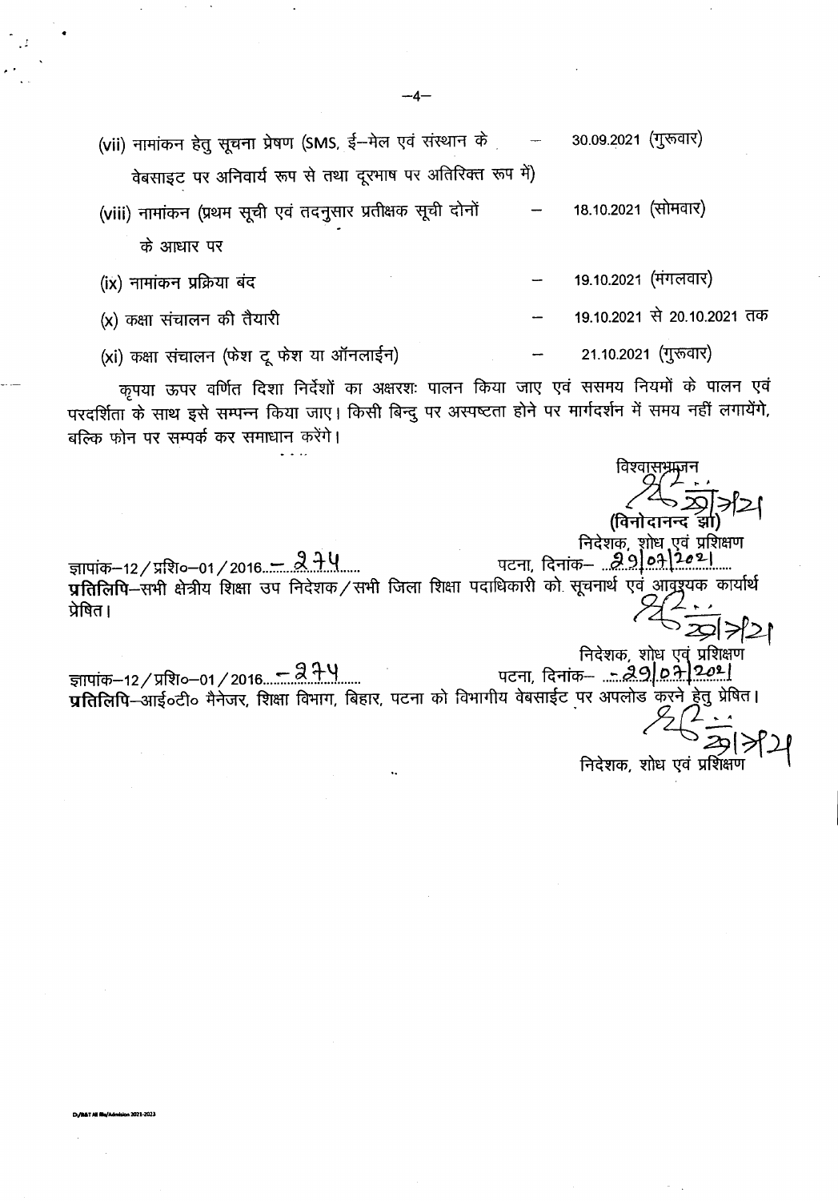(vii) नामांकन हेतु सूचना प्रेषण (SMS, ई–मेल एवं संस्थान के वेबसाइट पर अनिवार्य रूप से तथा दूरभाष पर अतिरिक्त रूप में) – 30.09.2021 (गुरूवार)

(viii) नामांकन (प्रथम सूची एवं तदनुसार प्रतीक्षक सूची दोनों के आधार पर – 18.10.2021 (सोमवार)

(ix) नामांकन प्रक्रिया बंद – 19.10.2021 (मंगलवार)

(x) कक्षा संचालन की तैयारी – 19.10.2021 से 20.10.2021 तक

(xi) कक्षा संचालन (फेश टू फेश या ऑनलाईन) – 21.10.2021 (गुरूवार)

कृपया ऊपर वर्णित दिशा निर्देशों का अक्षरशः पालन किया जाए एवं ससमय नियमों के पालन एवं परदर्शिता के साथ इसे सम्पन्न किया जाए। किसी बिन्दु पर अस्पष्टता होने पर मार्गदर्शन में समय नहीं लगायेंगे, बल्कि फोन पर सम्पर्क कर समाधान करेंगे।

विश्वासभाजन

29/7/21

(विनोदानन्द झा)

निदेशक, शोध एवं प्रशिक्षण

ज्ञापांक–12/प्रशि०–01/2016...–274...    पटना, दिनांक– 29/07/2021

**प्रतिलिपि**–सभी क्षेत्रीय शिक्षा उप निदेशक/सभी जिला शिक्षा पदाधिकारी को सूचनार्थ एवं आवश्यक कार्यार्थ प्रेषित।

29/7/21

निदेशक, शोध एवं प्रशिक्षण

ज्ञापांक–12/प्रशि०–01/2016...–274...    पटना, दिनांक– –29/07/2021

**प्रतिलिपि**–आई०टी० मैनेजर, शिक्षा विभाग, बिहार, पटना को विभागीय वेबसाईट पर अपलोड करने हेतु प्रेषित।

29/7/21

निदेशक, शोध एवं प्रशिक्षण

D:/R&T All file/Admission 2021-2023